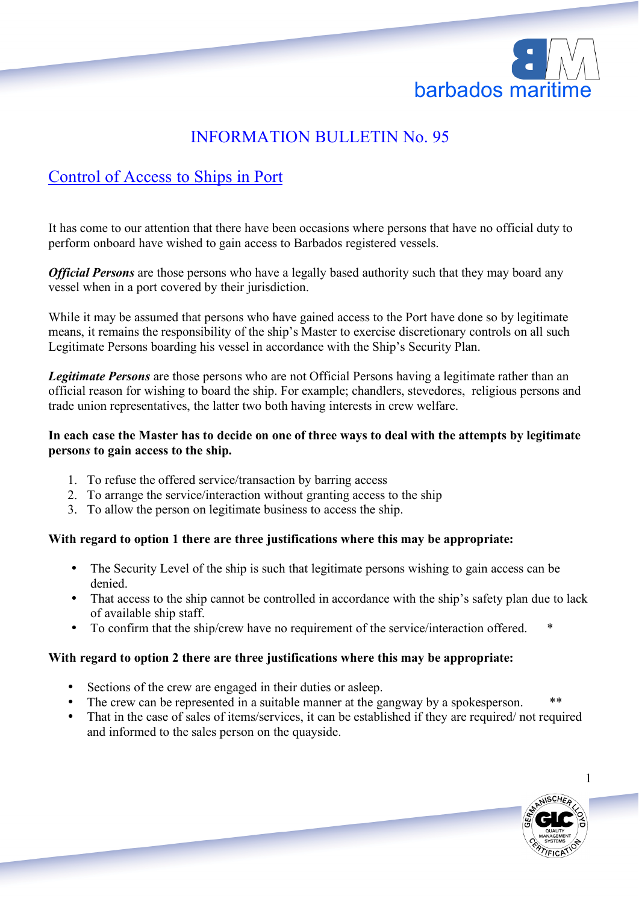barbados maritime

# INFORMATION BULLETIN No. 95

## Control of Access to Ships in Port

It has come to our attention that there have been occasions where persons that have no official duty to perform onboard have wished to gain access to Barbados registered vessels.

***Official Persons*** are those persons who have a legally based authority such that they may board any vessel when in a port covered by their jurisdiction.

While it may be assumed that persons who have gained access to the Port have done so by legitimate means, it remains the responsibility of the ship's Master to exercise discretionary controls on all such Legitimate Persons boarding his vessel in accordance with the Ship's Security Plan.

***Legitimate Persons*** are those persons who are not Official Persons having a legitimate rather than an official reason for wishing to board the ship. For example; chandlers, stevedores, religious persons and trade union representatives, the latter two both having interests in crew welfare.

**In each case the Master has to decide on one of three ways to deal with the attempts by legitimate persons to gain access to the ship.**

1. To refuse the offered service/transaction by barring access
2. To arrange the service/interaction without granting access to the ship
3. To allow the person on legitimate business to access the ship.

**With regard to option 1 there are three justifications where this may be appropriate:**

- The Security Level of the ship is such that legitimate persons wishing to gain access can be denied.
- That access to the ship cannot be controlled in accordance with the ship's safety plan due to lack of available ship staff.
- To confirm that the ship/crew have no requirement of the service/interaction offered. *

**With regard to option 2 there are three justifications where this may be appropriate:**

- Sections of the crew are engaged in their duties or asleep.
- The crew can be represented in a suitable manner at the gangway by a spokesperson. **
- That in the case of sales of items/services, it can be established if they are required/ not required and informed to the sales person on the quayside.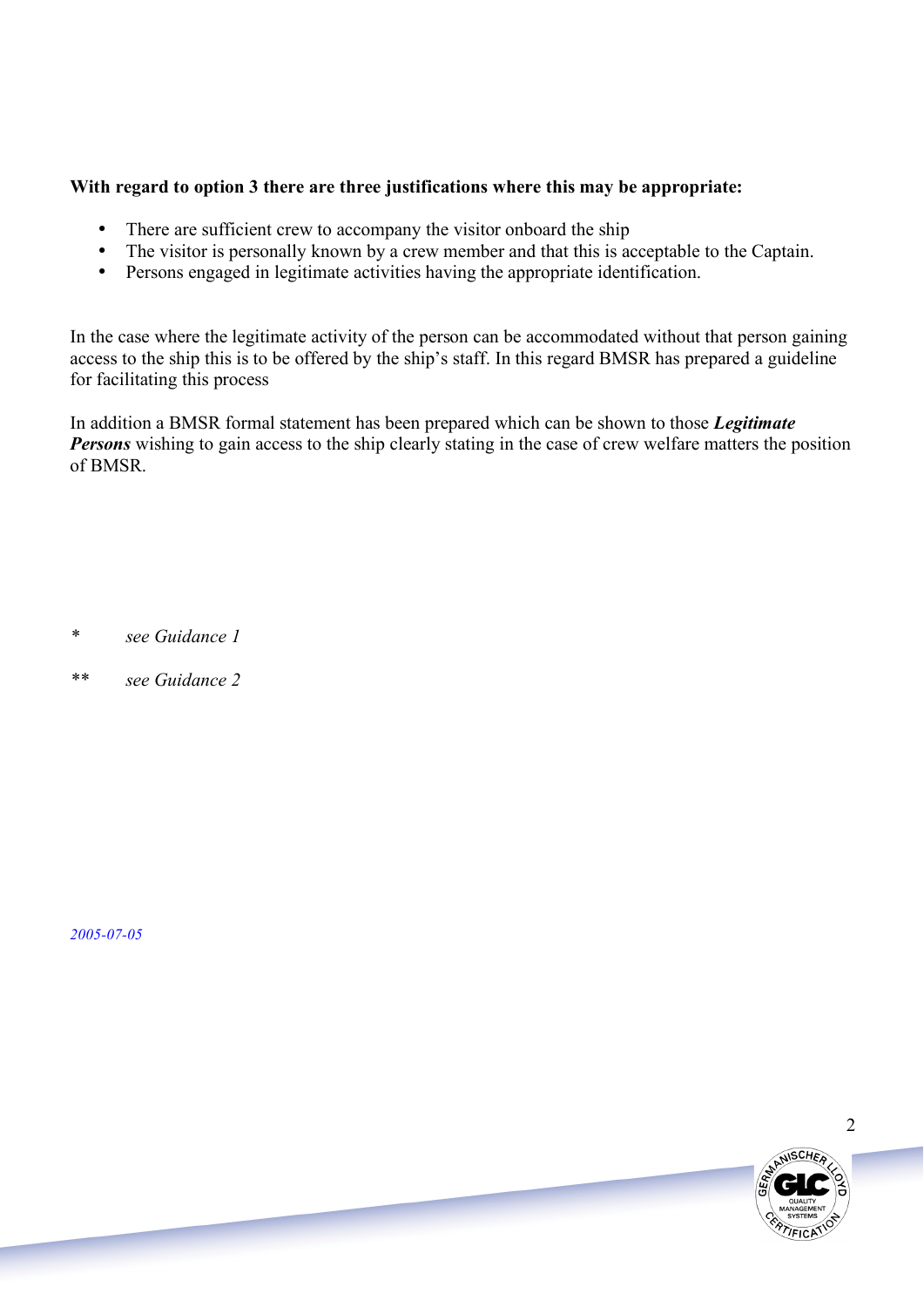**With regard to option 3 there are three justifications where this may be appropriate:**

- There are sufficient crew to accompany the visitor onboard the ship
- The visitor is personally known by a crew member and that this is acceptable to the Captain.
- Persons engaged in legitimate activities having the appropriate identification.

In the case where the legitimate activity of the person can be accommodated without that person gaining access to the ship this is to be offered by the ship's staff. In this regard BMSR has prepared a guideline for facilitating this process

In addition a BMSR formal statement has been prepared which can be shown to those ***Legitimate Persons*** wishing to gain access to the ship clearly stating in the case of crew welfare matters the position of BMSR.

\* *see Guidance 1*

\*\* *see Guidance 2*

*2005-07-05*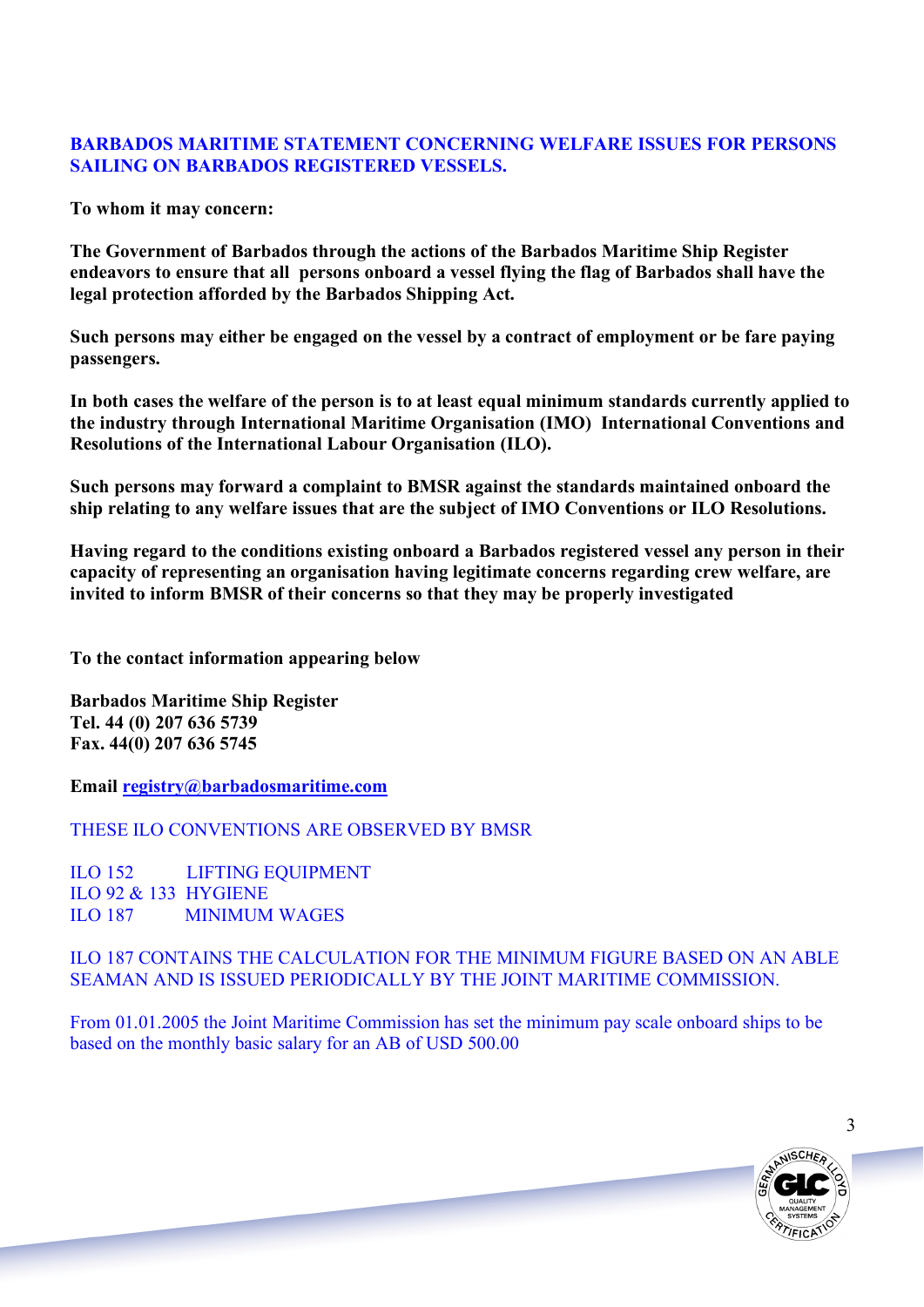## BARBADOS MARITIME STATEMENT CONCERNING WELFARE ISSUES FOR PERSONS SAILING ON BARBADOS REGISTERED VESSELS.

**To whom it may concern:**

**The Government of Barbados through the actions of the Barbados Maritime Ship Register endeavors to ensure that all persons onboard a vessel flying the flag of Barbados shall have the legal protection afforded by the Barbados Shipping Act.**

**Such persons may either be engaged on the vessel by a contract of employment or be fare paying passengers.**

**In both cases the welfare of the person is to at least equal minimum standards currently applied to the industry through International Maritime Organisation (IMO) International Conventions and Resolutions of the International Labour Organisation (ILO).**

**Such persons may forward a complaint to BMSR against the standards maintained onboard the ship relating to any welfare issues that are the subject of IMO Conventions or ILO Resolutions.**

**Having regard to the conditions existing onboard a Barbados registered vessel any person in their capacity of representing an organisation having legitimate concerns regarding crew welfare, are invited to inform BMSR of their concerns so that they may be properly investigated**

**To the contact information appearing below**

**Barbados Maritime Ship Register**
**Tel. 44 (0) 207 636 5739**
**Fax. 44(0) 207 636 5745**

**Email registry@barbadosmaritime.com**

THESE ILO CONVENTIONS ARE OBSERVED BY BMSR

ILO 152 LIFTING EQUIPMENT
ILO 92 & 133 HYGIENE
ILO 187 MINIMUM WAGES

ILO 187 CONTAINS THE CALCULATION FOR THE MINIMUM FIGURE BASED ON AN ABLE SEAMAN AND IS ISSUED PERIODICALLY BY THE JOINT MARITIME COMMISSION.

From 01.01.2005 the Joint Maritime Commission has set the minimum pay scale onboard ships to be based on the monthly basic salary for an AB of USD 500.00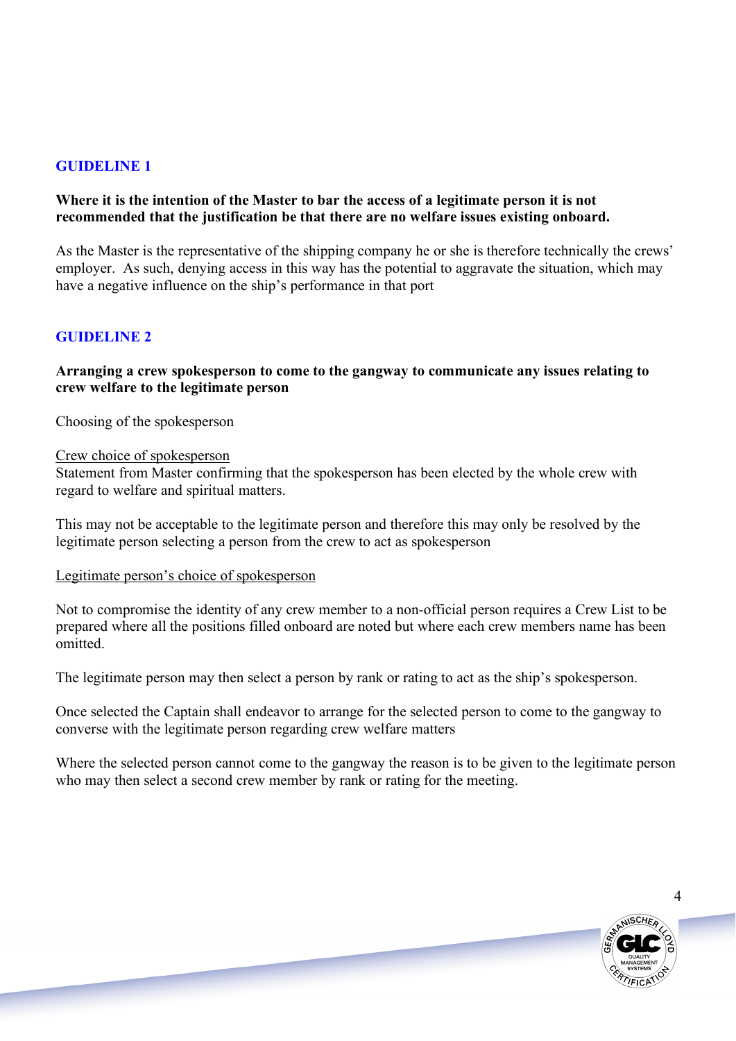## GUIDELINE 1

**Where it is the intention of the Master to bar the access of a legitimate person it is not recommended that the justification be that there are no welfare issues existing onboard.**

As the Master is the representative of the shipping company he or she is therefore technically the crews' employer. As such, denying access in this way has the potential to aggravate the situation, which may have a negative influence on the ship's performance in that port

## GUIDELINE 2

**Arranging a crew spokesperson to come to the gangway to communicate any issues relating to crew welfare to the legitimate person**

Choosing of the spokesperson

<u>Crew choice of spokesperson</u>
Statement from Master confirming that the spokesperson has been elected by the whole crew with regard to welfare and spiritual matters.

This may not be acceptable to the legitimate person and therefore this may only be resolved by the legitimate person selecting a person from the crew to act as spokesperson

<u>Legitimate person's choice of spokesperson</u>

Not to compromise the identity of any crew member to a non-official person requires a Crew List to be prepared where all the positions filled onboard are noted but where each crew members name has been omitted.

The legitimate person may then select a person by rank or rating to act as the ship's spokesperson.

Once selected the Captain shall endeavor to arrange for the selected person to come to the gangway to converse with the legitimate person regarding crew welfare matters

Where the selected person cannot come to the gangway the reason is to be given to the legitimate person who may then select a second crew member by rank or rating for the meeting.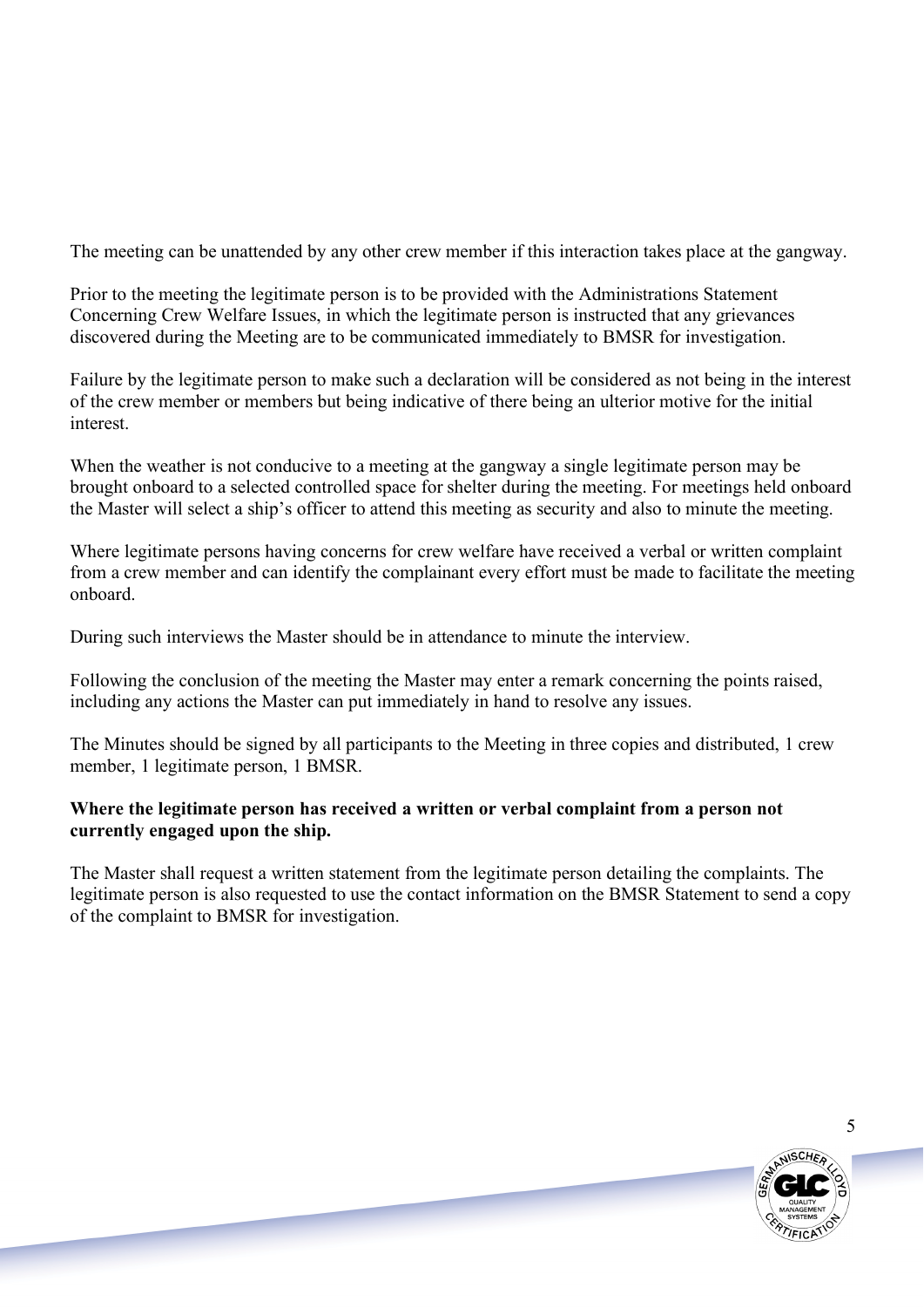The meeting can be unattended by any other crew member if this interaction takes place at the gangway.

Prior to the meeting the legitimate person is to be provided with the Administrations Statement Concerning Crew Welfare Issues, in which the legitimate person is instructed that any grievances discovered during the Meeting are to be communicated immediately to BMSR for investigation.

Failure by the legitimate person to make such a declaration will be considered as not being in the interest of the crew member or members but being indicative of there being an ulterior motive for the initial interest.

When the weather is not conducive to a meeting at the gangway a single legitimate person may be brought onboard to a selected controlled space for shelter during the meeting. For meetings held onboard the Master will select a ship's officer to attend this meeting as security and also to minute the meeting.

Where legitimate persons having concerns for crew welfare have received a verbal or written complaint from a crew member and can identify the complainant every effort must be made to facilitate the meeting onboard.

During such interviews the Master should be in attendance to minute the interview.

Following the conclusion of the meeting the Master may enter a remark concerning the points raised, including any actions the Master can put immediately in hand to resolve any issues.

The Minutes should be signed by all participants to the Meeting in three copies and distributed, 1 crew member, 1 legitimate person, 1 BMSR.

**Where the legitimate person has received a written or verbal complaint from a person not currently engaged upon the ship.**

The Master shall request a written statement from the legitimate person detailing the complaints. The legitimate person is also requested to use the contact information on the BMSR Statement to send a copy of the complaint to BMSR for investigation.